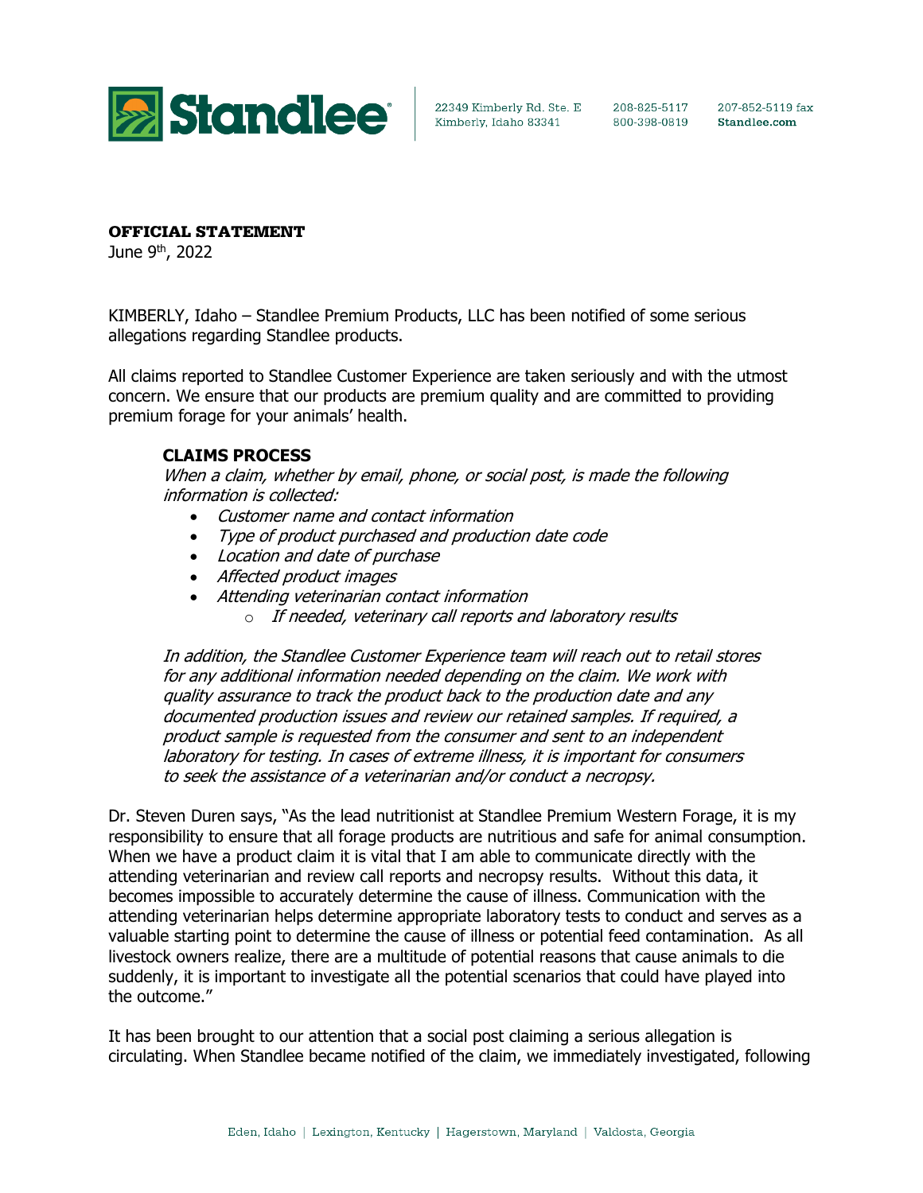**Standlee**

22349 Kimberly Rd. Ste. E
Kimberly, Idaho 83341

208-825-5117
800-398-0819

207-852-5119 fax
Standlee.com

**OFFICIAL STATEMENT**
June 9th, 2022

KIMBERLY, Idaho – Standlee Premium Products, LLC has been notified of some serious allegations regarding Standlee products.

All claims reported to Standlee Customer Experience are taken seriously and with the utmost concern. We ensure that our products are premium quality and are committed to providing premium forage for your animals' health.

**CLAIMS PROCESS**

*When a claim, whether by email, phone, or social post, is made the following information is collected:*

- *Customer name and contact information*
- *Type of product purchased and production date code*
- *Location and date of purchase*
- *Affected product images*
- *Attending veterinarian contact information*
  - *If needed, veterinary call reports and laboratory results*

*In addition, the Standlee Customer Experience team will reach out to retail stores for any additional information needed depending on the claim. We work with quality assurance to track the product back to the production date and any documented production issues and review our retained samples. If required, a product sample is requested from the consumer and sent to an independent laboratory for testing. In cases of extreme illness, it is important for consumers to seek the assistance of a veterinarian and/or conduct a necropsy.*

Dr. Steven Duren says, "As the lead nutritionist at Standlee Premium Western Forage, it is my responsibility to ensure that all forage products are nutritious and safe for animal consumption. When we have a product claim it is vital that I am able to communicate directly with the attending veterinarian and review call reports and necropsy results. Without this data, it becomes impossible to accurately determine the cause of illness. Communication with the attending veterinarian helps determine appropriate laboratory tests to conduct and serves as a valuable starting point to determine the cause of illness or potential feed contamination. As all livestock owners realize, there are a multitude of potential reasons that cause animals to die suddenly, it is important to investigate all the potential scenarios that could have played into the outcome."

It has been brought to our attention that a social post claiming a serious allegation is circulating. When Standlee became notified of the claim, we immediately investigated, following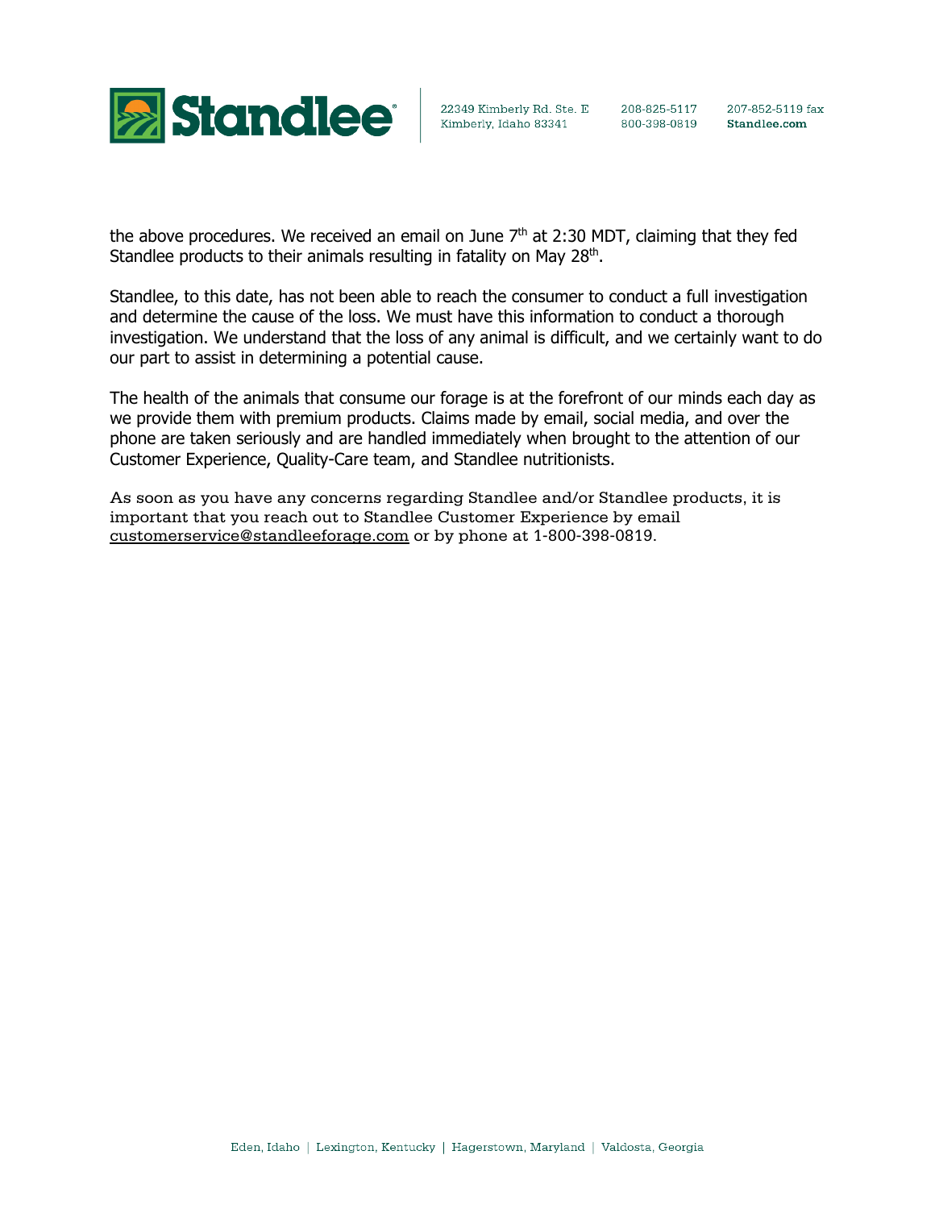the above procedures. We received an email on June 7th at 2:30 MDT, claiming that they fed Standlee products to their animals resulting in fatality on May 28th.

Standlee, to this date, has not been able to reach the consumer to conduct a full investigation and determine the cause of the loss. We must have this information to conduct a thorough investigation. We understand that the loss of any animal is difficult, and we certainly want to do our part to assist in determining a potential cause.

The health of the animals that consume our forage is at the forefront of our minds each day as we provide them with premium products. Claims made by email, social media, and over the phone are taken seriously and are handled immediately when brought to the attention of our Customer Experience, Quality-Care team, and Standlee nutritionists.

As soon as you have any concerns regarding Standlee and/or Standlee products, it is important that you reach out to Standlee Customer Experience by email customerservice@standleeforage.com or by phone at 1-800-398-0819.